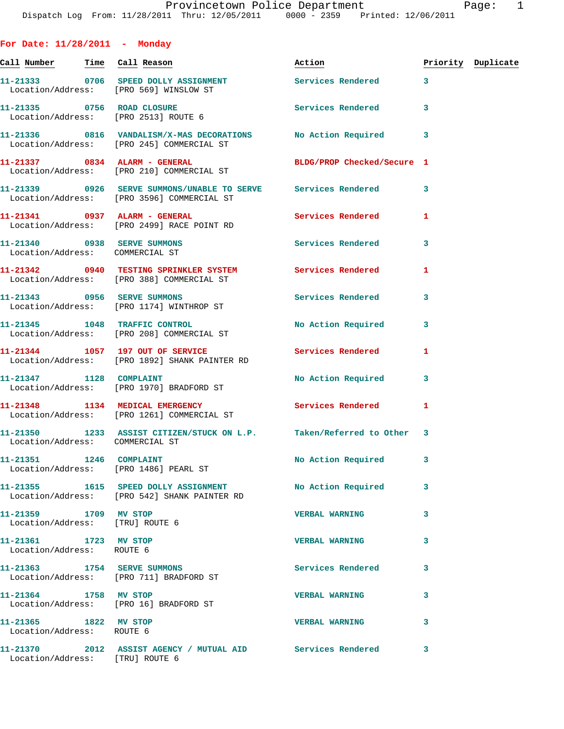Provincetown Police Department
Dispatch Log From: 11/28/2011 Thru: 12/05/2011 0000 - 2359 Printed: 12/06/2011

## For Date: 11/28/2011 - Monday

| Call Number | Time | Call Reason | Action | Priority | Duplicate |
|---|---|---|---|---|---|
| 11-21333 | 0706 | SPEED DOLLY ASSIGNMENT<br>Location/Address: [PRO 569] WINSLOW ST | Services Rendered | 3 | |
| 11-21335 | 0756 | ROAD CLOSURE<br>Location/Address: [PRO 2513] ROUTE 6 | Services Rendered | 3 | |
| 11-21336 | 0816 | VANDALISM/X-MAS DECORATIONS<br>Location/Address: [PRO 245] COMMERCIAL ST | No Action Required | 3 | |
| 11-21337 | 0834 | ALARM - GENERAL<br>Location/Address: [PRO 210] COMMERCIAL ST | BLDG/PROP Checked/Secure | 1 | |
| 11-21339 | 0926 | SERVE SUMMONS/UNABLE TO SERVE<br>Location/Address: [PRO 3596] COMMERCIAL ST | Services Rendered | 3 | |
| 11-21341 | 0937 | ALARM - GENERAL<br>Location/Address: [PRO 2499] RACE POINT RD | Services Rendered | 1 | |
| 11-21340 | 0938 | SERVE SUMMONS<br>Location/Address: COMMERCIAL ST | Services Rendered | 3 | |
| 11-21342 | 0940 | TESTING SPRINKLER SYSTEM<br>Location/Address: [PRO 388] COMMERCIAL ST | Services Rendered | 1 | |
| 11-21343 | 0956 | SERVE SUMMONS<br>Location/Address: [PRO 1174] WINTHROP ST | Services Rendered | 3 | |
| 11-21345 | 1048 | TRAFFIC CONTROL<br>Location/Address: [PRO 208] COMMERCIAL ST | No Action Required | 3 | |
| 11-21344 | 1057 | 197 OUT OF SERVICE<br>Location/Address: [PRO 1892] SHANK PAINTER RD | Services Rendered | 1 | |
| 11-21347 | 1128 | COMPLAINT<br>Location/Address: [PRO 1970] BRADFORD ST | No Action Required | 3 | |
| 11-21348 | 1134 | MEDICAL EMERGENCY<br>Location/Address: [PRO 1261] COMMERCIAL ST | Services Rendered | 1 | |
| 11-21350 | 1233 | ASSIST CITIZEN/STUCK ON L.P.<br>Location/Address: COMMERCIAL ST | Taken/Referred to Other | 3 | |
| 11-21351 | 1246 | COMPLAINT<br>Location/Address: [PRO 1486] PEARL ST | No Action Required | 3 | |
| 11-21355 | 1615 | SPEED DOLLY ASSIGNMENT<br>Location/Address: [PRO 542] SHANK PAINTER RD | No Action Required | 3 | |
| 11-21359 | 1709 | MV STOP<br>Location/Address: [TRU] ROUTE 6 | VERBAL WARNING | 3 | |
| 11-21361 | 1723 | MV STOP<br>Location/Address: ROUTE 6 | VERBAL WARNING | 3 | |
| 11-21363 | 1754 | SERVE SUMMONS<br>Location/Address: [PRO 711] BRADFORD ST | Services Rendered | 3 | |
| 11-21364 | 1758 | MV STOP<br>Location/Address: [PRO 16] BRADFORD ST | VERBAL WARNING | 3 | |
| 11-21365 | 1822 | MV STOP<br>Location/Address: ROUTE 6 | VERBAL WARNING | 3 | |
| 11-21370 | 2012 | ASSIST AGENCY / MUTUAL AID<br>Location/Address: [TRU] ROUTE 6 | Services Rendered | 3 | |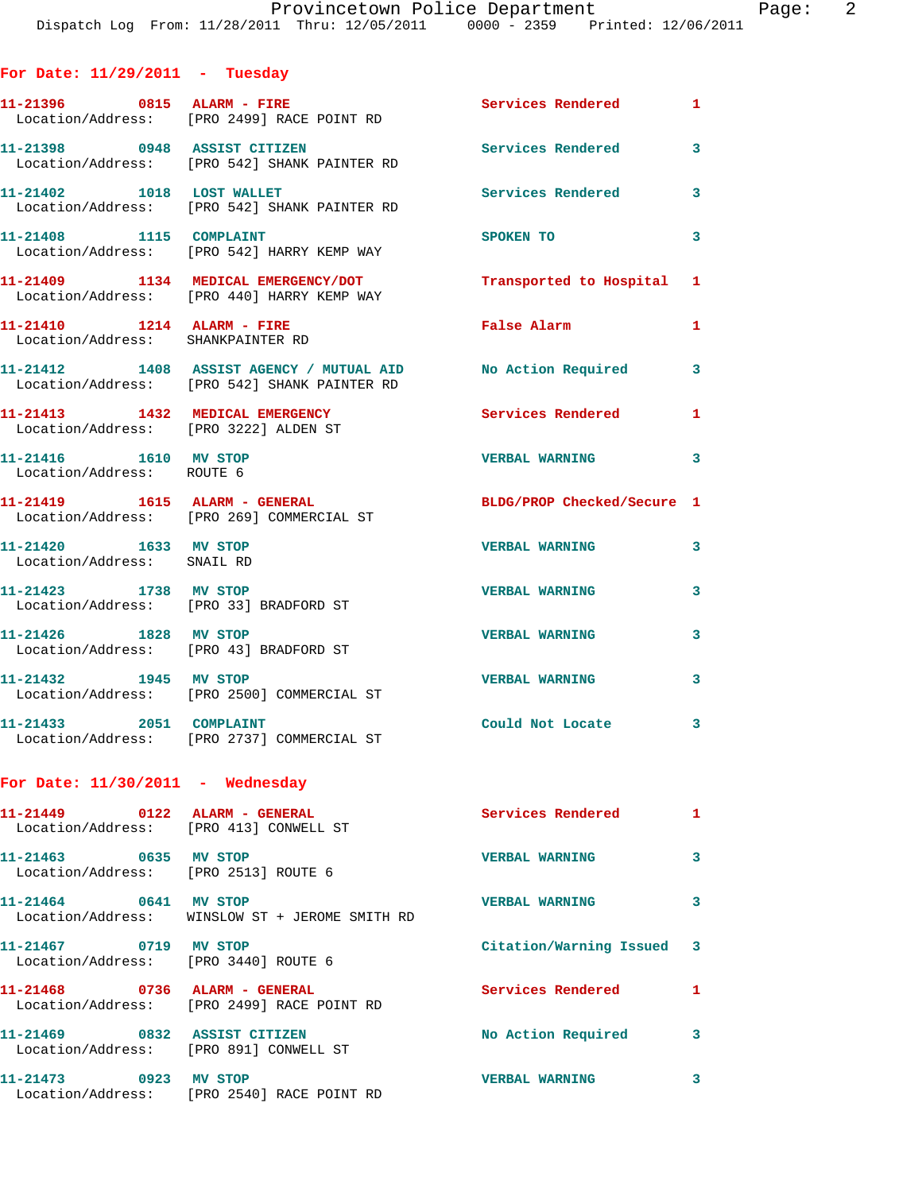## For Date: 11/29/2011 - Tuesday

**11-21396** 0815 **ALARM - FIRE** — Services Rendered 1
Location/Address: [PRO 2499] RACE POINT RD

**11-21398** 0948 **ASSIST CITIZEN** — Services Rendered 3
Location/Address: [PRO 542] SHANK PAINTER RD

**11-21402** 1018 **LOST WALLET** — Services Rendered 3
Location/Address: [PRO 542] SHANK PAINTER RD

**11-21408** 1115 **COMPLAINT** — SPOKEN TO 3
Location/Address: [PRO 542] HARRY KEMP WAY

**11-21409** 1134 **MEDICAL EMERGENCY/DOT** — Transported to Hospital 1
Location/Address: [PRO 440] HARRY KEMP WAY

**11-21410** 1214 **ALARM - FIRE** — False Alarm 1
Location/Address: SHANKPAINTER RD

**11-21412** 1408 **ASSIST AGENCY / MUTUAL AID** — No Action Required 3
Location/Address: [PRO 542] SHANK PAINTER RD

**11-21413** 1432 **MEDICAL EMERGENCY** — Services Rendered 1
Location/Address: [PRO 3222] ALDEN ST

**11-21416** 1610 **MV STOP** — VERBAL WARNING 3
Location/Address: ROUTE 6

**11-21419** 1615 **ALARM - GENERAL** — BLDG/PROP Checked/Secure 1
Location/Address: [PRO 269] COMMERCIAL ST

**11-21420** 1633 **MV STOP** — VERBAL WARNING 3
Location/Address: SNAIL RD

**11-21423** 1738 **MV STOP** — VERBAL WARNING 3
Location/Address: [PRO 33] BRADFORD ST

**11-21426** 1828 **MV STOP** — VERBAL WARNING 3
Location/Address: [PRO 43] BRADFORD ST

**11-21432** 1945 **MV STOP** — VERBAL WARNING 3
Location/Address: [PRO 2500] COMMERCIAL ST

**11-21433** 2051 **COMPLAINT** — Could Not Locate 3
Location/Address: [PRO 2737] COMMERCIAL ST

## For Date: 11/30/2011 - Wednesday

**11-21449** 0122 **ALARM - GENERAL** — Services Rendered 1
Location/Address: [PRO 413] CONWELL ST

**11-21463** 0635 **MV STOP** — VERBAL WARNING 3
Location/Address: [PRO 2513] ROUTE 6

**11-21464** 0641 **MV STOP** — VERBAL WARNING 3
Location/Address: WINSLOW ST + JEROME SMITH RD

**11-21467** 0719 **MV STOP** — Citation/Warning Issued 3
Location/Address: [PRO 3440] ROUTE 6

**11-21468** 0736 **ALARM - GENERAL** — Services Rendered 1
Location/Address: [PRO 2499] RACE POINT RD

**11-21469** 0832 **ASSIST CITIZEN** — No Action Required 3
Location/Address: [PRO 891] CONWELL ST

**11-21473** 0923 **MV STOP** — VERBAL WARNING 3
Location/Address: [PRO 2540] RACE POINT RD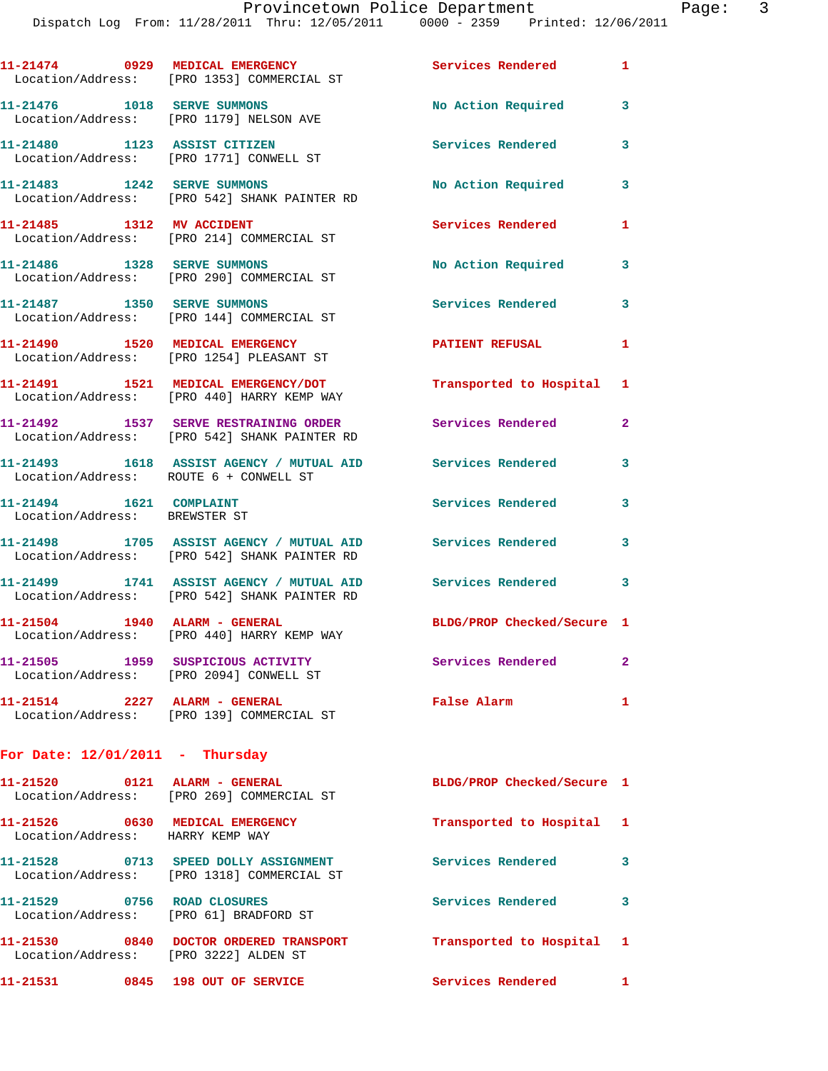11-21474 0929 MEDICAL EMERGENCY Services Rendered 1
Location/Address: [PRO 1353] COMMERCIAL ST

11-21476 1018 SERVE SUMMONS No Action Required 3
Location/Address: [PRO 1179] NELSON AVE

11-21480 1123 ASSIST CITIZEN Services Rendered 3
Location/Address: [PRO 1771] CONWELL ST

11-21483 1242 SERVE SUMMONS No Action Required 3
Location/Address: [PRO 542] SHANK PAINTER RD

11-21485 1312 MV ACCIDENT Services Rendered 1
Location/Address: [PRO 214] COMMERCIAL ST

11-21486 1328 SERVE SUMMONS No Action Required 3
Location/Address: [PRO 290] COMMERCIAL ST

11-21487 1350 SERVE SUMMONS Services Rendered 3
Location/Address: [PRO 144] COMMERCIAL ST

11-21490 1520 MEDICAL EMERGENCY PATIENT REFUSAL 1
Location/Address: [PRO 1254] PLEASANT ST

11-21491 1521 MEDICAL EMERGENCY/DOT Transported to Hospital 1
Location/Address: [PRO 440] HARRY KEMP WAY

11-21492 1537 SERVE RESTRAINING ORDER Services Rendered 2
Location/Address: [PRO 542] SHANK PAINTER RD

11-21493 1618 ASSIST AGENCY / MUTUAL AID Services Rendered 3
Location/Address: ROUTE 6 + CONWELL ST

11-21494 1621 COMPLAINT Services Rendered 3
Location/Address: BREWSTER ST

11-21498 1705 ASSIST AGENCY / MUTUAL AID Services Rendered 3
Location/Address: [PRO 542] SHANK PAINTER RD

11-21499 1741 ASSIST AGENCY / MUTUAL AID Services Rendered 3
Location/Address: [PRO 542] SHANK PAINTER RD

11-21504 1940 ALARM - GENERAL BLDG/PROP Checked/Secure 1
Location/Address: [PRO 440] HARRY KEMP WAY

11-21505 1959 SUSPICIOUS ACTIVITY Services Rendered 2
Location/Address: [PRO 2094] CONWELL ST

11-21514 2227 ALARM - GENERAL False Alarm 1
Location/Address: [PRO 139] COMMERCIAL ST

**For Date: 12/01/2011 - Thursday**

11-21520 0121 ALARM - GENERAL BLDG/PROP Checked/Secure 1
Location/Address: [PRO 269] COMMERCIAL ST

11-21526 0630 MEDICAL EMERGENCY Transported to Hospital 1
Location/Address: HARRY KEMP WAY

11-21528 0713 SPEED DOLLY ASSIGNMENT Services Rendered 3
Location/Address: [PRO 1318] COMMERCIAL ST

11-21529 0756 ROAD CLOSURES Services Rendered 3
Location/Address: [PRO 61] BRADFORD ST

11-21530 0840 DOCTOR ORDERED TRANSPORT Transported to Hospital 1
Location/Address: [PRO 3222] ALDEN ST

11-21531 0845 198 OUT OF SERVICE Services Rendered 1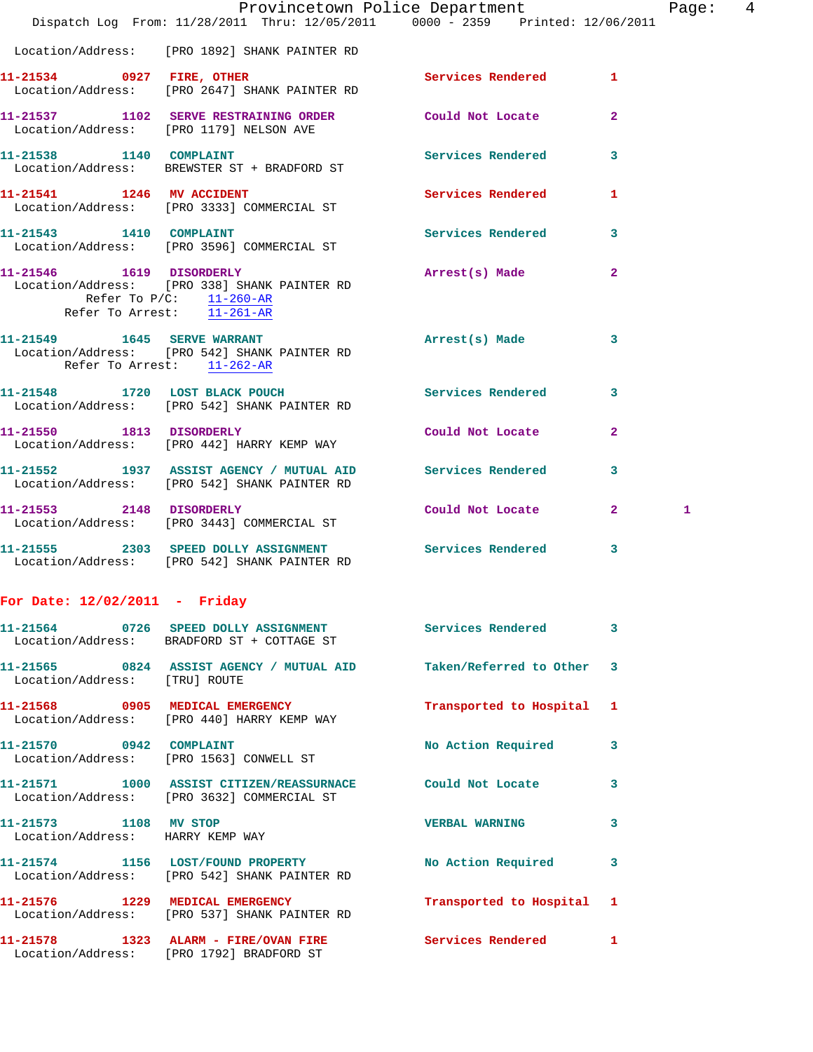Location/Address: [PRO 1892] SHANK PAINTER RD

**11-21534** 0927 **FIRE, OTHER** Services Rendered 1
Location/Address: [PRO 2647] SHANK PAINTER RD

**11-21537** 1102 **SERVE RESTRAINING ORDER** Could Not Locate 2
Location/Address: [PRO 1179] NELSON AVE

**11-21538** 1140 **COMPLAINT** Services Rendered 3
Location/Address: BREWSTER ST + BRADFORD ST

**11-21541** 1246 **MV ACCIDENT** Services Rendered 1
Location/Address: [PRO 3333] COMMERCIAL ST

**11-21543** 1410 **COMPLAINT** Services Rendered 3
Location/Address: [PRO 3596] COMMERCIAL ST

**11-21546** 1619 **DISORDERLY** Arrest(s) Made 2
Location/Address: [PRO 338] SHANK PAINTER RD
Refer To P/C: 11-260-AR
Refer To Arrest: 11-261-AR

**11-21549** 1645 **SERVE WARRANT** Arrest(s) Made 3
Location/Address: [PRO 542] SHANK PAINTER RD
Refer To Arrest: 11-262-AR

**11-21548** 1720 **LOST BLACK POUCH** Services Rendered 3
Location/Address: [PRO 542] SHANK PAINTER RD

**11-21550** 1813 **DISORDERLY** Could Not Locate 2
Location/Address: [PRO 442] HARRY KEMP WAY

**11-21552** 1937 **ASSIST AGENCY / MUTUAL AID** Services Rendered 3
Location/Address: [PRO 542] SHANK PAINTER RD

**11-21553** 2148 **DISORDERLY** Could Not Locate 2 1
Location/Address: [PRO 3443] COMMERCIAL ST

**11-21555** 2303 **SPEED DOLLY ASSIGNMENT** Services Rendered 3
Location/Address: [PRO 542] SHANK PAINTER RD

## For Date: 12/02/2011 - Friday

**11-21564** 0726 **SPEED DOLLY ASSIGNMENT** Services Rendered 3
Location/Address: BRADFORD ST + COTTAGE ST

**11-21565** 0824 **ASSIST AGENCY / MUTUAL AID** Taken/Referred to Other 3
Location/Address: [TRU] ROUTE

**11-21568** 0905 **MEDICAL EMERGENCY** Transported to Hospital 1
Location/Address: [PRO 440] HARRY KEMP WAY

**11-21570** 0942 **COMPLAINT** No Action Required 3
Location/Address: [PRO 1563] CONWELL ST

**11-21571** 1000 **ASSIST CITIZEN/REASSURNACE** Could Not Locate 3
Location/Address: [PRO 3632] COMMERCIAL ST

**11-21573** 1108 **MV STOP** VERBAL WARNING 3
Location/Address: HARRY KEMP WAY

**11-21574** 1156 **LOST/FOUND PROPERTY** No Action Required 3
Location/Address: [PRO 542] SHANK PAINTER RD

**11-21576** 1229 **MEDICAL EMERGENCY** Transported to Hospital 1
Location/Address: [PRO 537] SHANK PAINTER RD

**11-21578** 1323 **ALARM - FIRE/OVAN FIRE** Services Rendered 1
Location/Address: [PRO 1792] BRADFORD ST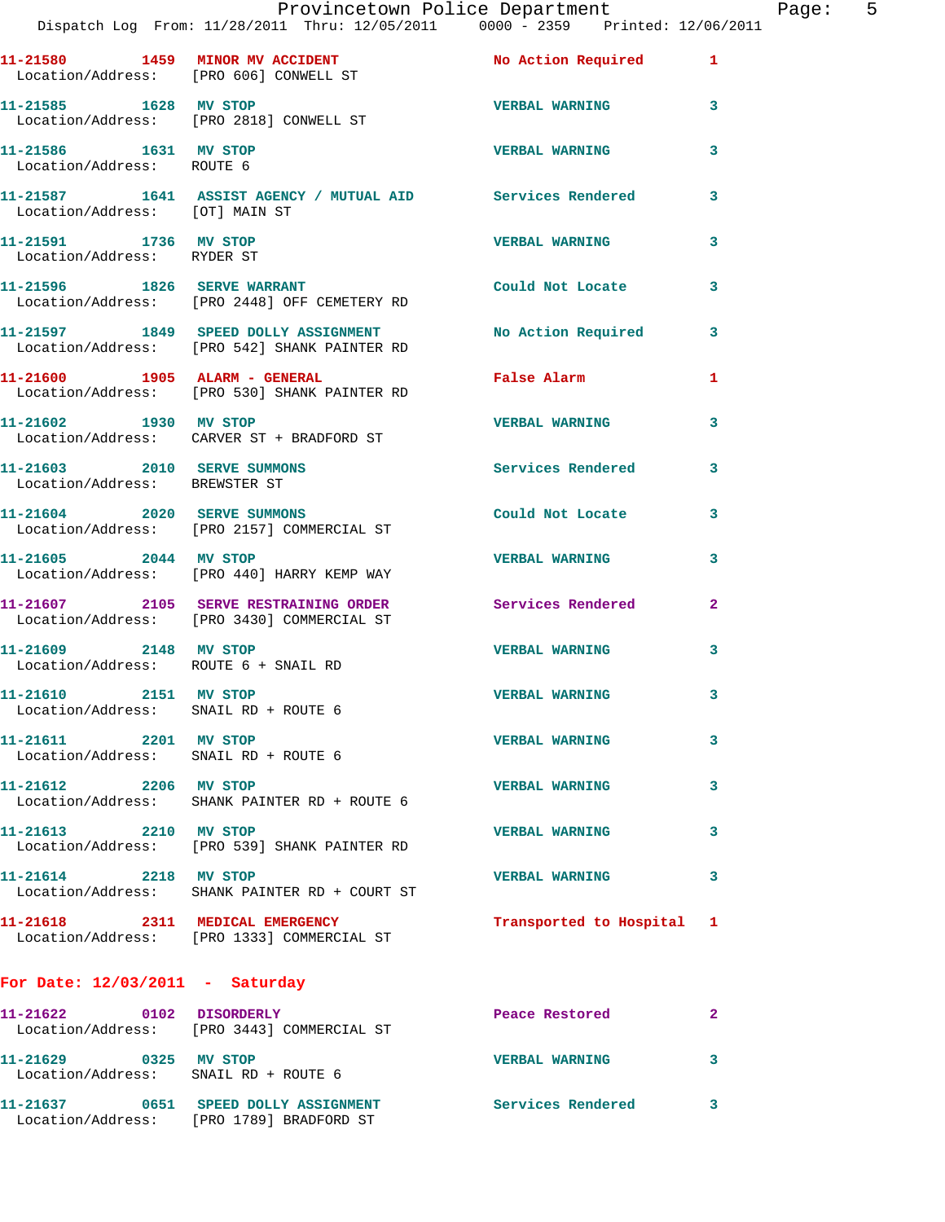11-21580 1459 **MINOR MV ACCIDENT** No Action Required 1
Location/Address: [PRO 606] CONWELL ST

11-21585 1628 **MV STOP** VERBAL WARNING 3
Location/Address: [PRO 2818] CONWELL ST

11-21586 1631 **MV STOP** VERBAL WARNING 3
Location/Address: ROUTE 6

11-21587 1641 **ASSIST AGENCY / MUTUAL AID** Services Rendered 3
Location/Address: [OT] MAIN ST

11-21591 1736 **MV STOP** VERBAL WARNING 3
Location/Address: RYDER ST

11-21596 1826 **SERVE WARRANT** Could Not Locate 3
Location/Address: [PRO 2448] OFF CEMETERY RD

11-21597 1849 **SPEED DOLLY ASSIGNMENT** No Action Required 3
Location/Address: [PRO 542] SHANK PAINTER RD

11-21600 1905 **ALARM - GENERAL** False Alarm 1
Location/Address: [PRO 530] SHANK PAINTER RD

11-21602 1930 **MV STOP** VERBAL WARNING 3
Location/Address: CARVER ST + BRADFORD ST

11-21603 2010 **SERVE SUMMONS** Services Rendered 3
Location/Address: BREWSTER ST

11-21604 2020 **SERVE SUMMONS** Could Not Locate 3
Location/Address: [PRO 2157] COMMERCIAL ST

11-21605 2044 **MV STOP** VERBAL WARNING 3
Location/Address: [PRO 440] HARRY KEMP WAY

11-21607 2105 **SERVE RESTRAINING ORDER** Services Rendered 2
Location/Address: [PRO 3430] COMMERCIAL ST

11-21609 2148 **MV STOP** VERBAL WARNING 3
Location/Address: ROUTE 6 + SNAIL RD

11-21610 2151 **MV STOP** VERBAL WARNING 3
Location/Address: SNAIL RD + ROUTE 6

11-21611 2201 **MV STOP** VERBAL WARNING 3
Location/Address: SNAIL RD + ROUTE 6

11-21612 2206 **MV STOP** VERBAL WARNING 3
Location/Address: SHANK PAINTER RD + ROUTE 6

11-21613 2210 **MV STOP** VERBAL WARNING 3
Location/Address: [PRO 539] SHANK PAINTER RD

11-21614 2218 **MV STOP** VERBAL WARNING 3
Location/Address: SHANK PAINTER RD + COURT ST

11-21618 2311 **MEDICAL EMERGENCY** Transported to Hospital 1
Location/Address: [PRO 1333] COMMERCIAL ST

## For Date: 12/03/2011 - Saturday

11-21622 0102 **DISORDERLY** Peace Restored 2
Location/Address: [PRO 3443] COMMERCIAL ST

11-21629 0325 **MV STOP** VERBAL WARNING 3
Location/Address: SNAIL RD + ROUTE 6

11-21637 0651 **SPEED DOLLY ASSIGNMENT** Services Rendered 3
Location/Address: [PRO 1789] BRADFORD ST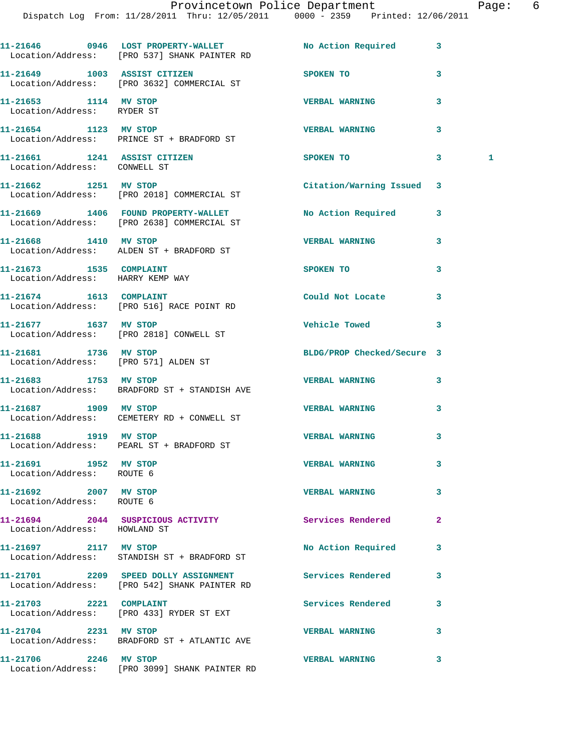| Call # | Time | Call Reason | Action | Priority | |
|---|---|---|---|---|---|
| 11-21646 | 0946 | LOST PROPERTY-WALLET | No Action Required | 3 | |
| Location/Address: [PRO 537] SHANK PAINTER RD | | | | | |
| 11-21649 | 1003 | ASSIST CITIZEN | SPOKEN TO | 3 | |
| Location/Address: [PRO 3632] COMMERCIAL ST | | | | | |
| 11-21653 | 1114 | MV STOP | VERBAL WARNING | 3 | |
| Location/Address: RYDER ST | | | | | |
| 11-21654 | 1123 | MV STOP | VERBAL WARNING | 3 | |
| Location/Address: PRINCE ST + BRADFORD ST | | | | | |
| 11-21661 | 1241 | ASSIST CITIZEN | SPOKEN TO | 3 | 1 |
| Location/Address: CONWELL ST | | | | | |
| 11-21662 | 1251 | MV STOP | Citation/Warning Issued | 3 | |
| Location/Address: [PRO 2018] COMMERCIAL ST | | | | | |
| 11-21669 | 1406 | FOUND PROPERTY-WALLET | No Action Required | 3 | |
| Location/Address: [PRO 2638] COMMERCIAL ST | | | | | |
| 11-21668 | 1410 | MV STOP | VERBAL WARNING | 3 | |
| Location/Address: ALDEN ST + BRADFORD ST | | | | | |
| 11-21673 | 1535 | COMPLAINT | SPOKEN TO | 3 | |
| Location/Address: HARRY KEMP WAY | | | | | |
| 11-21674 | 1613 | COMPLAINT | Could Not Locate | 3 | |
| Location/Address: [PRO 516] RACE POINT RD | | | | | |
| 11-21677 | 1637 | MV STOP | Vehicle Towed | 3 | |
| Location/Address: [PRO 2818] CONWELL ST | | | | | |
| 11-21681 | 1736 | MV STOP | BLDG/PROP Checked/Secure | 3 | |
| Location/Address: [PRO 571] ALDEN ST | | | | | |
| 11-21683 | 1753 | MV STOP | VERBAL WARNING | 3 | |
| Location/Address: BRADFORD ST + STANDISH AVE | | | | | |
| 11-21687 | 1909 | MV STOP | VERBAL WARNING | 3 | |
| Location/Address: CEMETERY RD + CONWELL ST | | | | | |
| 11-21688 | 1919 | MV STOP | VERBAL WARNING | 3 | |
| Location/Address: PEARL ST + BRADFORD ST | | | | | |
| 11-21691 | 1952 | MV STOP | VERBAL WARNING | 3 | |
| Location/Address: ROUTE 6 | | | | | |
| 11-21692 | 2007 | MV STOP | VERBAL WARNING | 3 | |
| Location/Address: ROUTE 6 | | | | | |
| 11-21694 | 2044 | SUSPICIOUS ACTIVITY | Services Rendered | 2 | |
| Location/Address: HOWLAND ST | | | | | |
| 11-21697 | 2117 | MV STOP | No Action Required | 3 | |
| Location/Address: STANDISH ST + BRADFORD ST | | | | | |
| 11-21701 | 2209 | SPEED DOLLY ASSIGNMENT | Services Rendered | 3 | |
| Location/Address: [PRO 542] SHANK PAINTER RD | | | | | |
| 11-21703 | 2221 | COMPLAINT | Services Rendered | 3 | |
| Location/Address: [PRO 433] RYDER ST EXT | | | | | |
| 11-21704 | 2231 | MV STOP | VERBAL WARNING | 3 | |
| Location/Address: BRADFORD ST + ATLANTIC AVE | | | | | |
| 11-21706 | 2246 | MV STOP | VERBAL WARNING | 3 | |
| Location/Address: [PRO 3099] SHANK PAINTER RD | | | | | |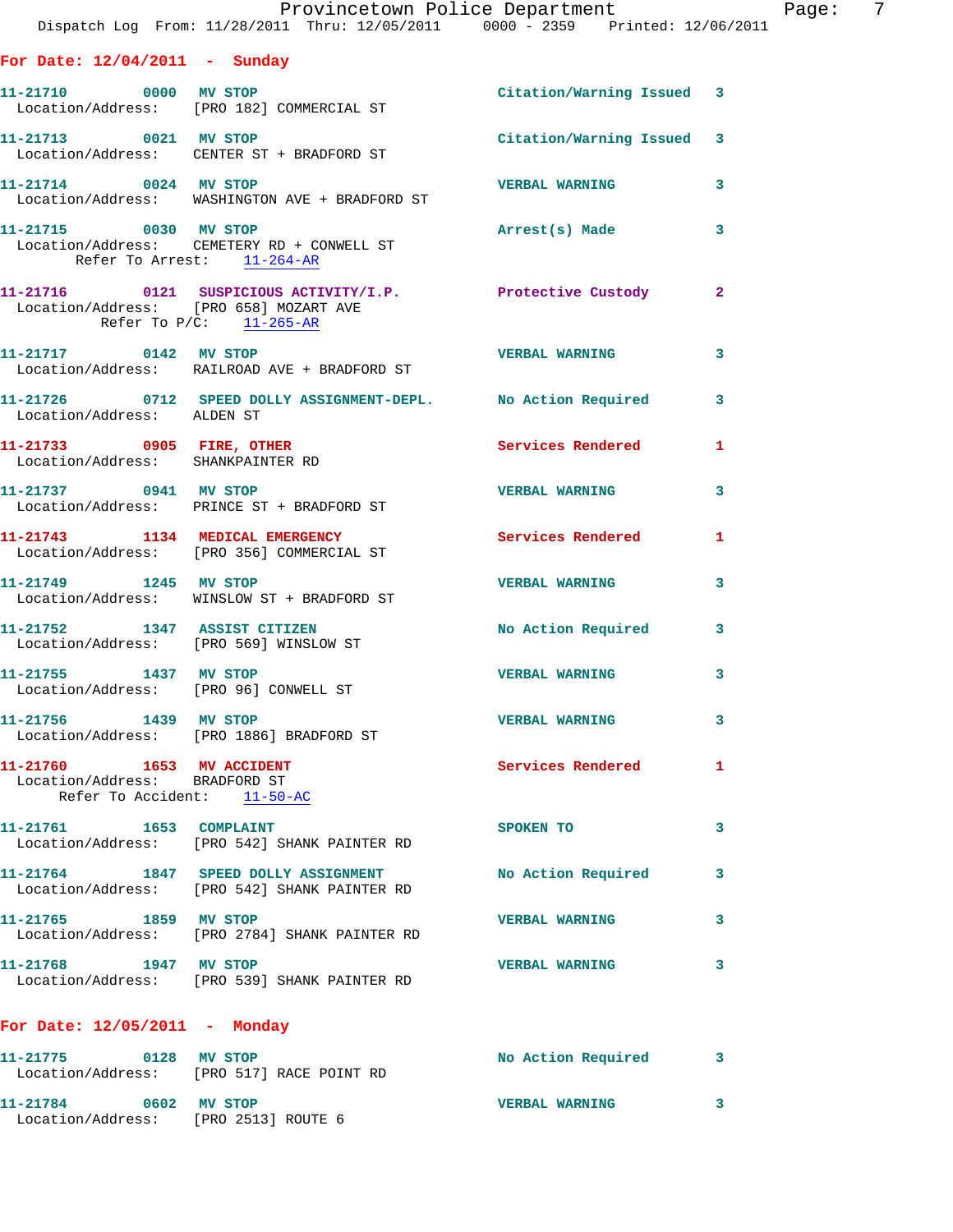## For Date: 12/04/2011 - Sunday

| Call # | Time | Call Type | Action | Priority |
|---|---|---|---|---|
| 11-21710 | 0000 | MV STOP | Citation/Warning Issued | 3 |

Location/Address: [PRO 182] COMMERCIAL ST

| Call # | Time | Call Type | Action | Priority |
|---|---|---|---|---|
| 11-21713 | 0021 | MV STOP | Citation/Warning Issued | 3 |

Location/Address: CENTER ST + BRADFORD ST

| Call # | Time | Call Type | Action | Priority |
|---|---|---|---|---|
| 11-21714 | 0024 | MV STOP | VERBAL WARNING | 3 |

Location/Address: WASHINGTON AVE + BRADFORD ST

| Call # | Time | Call Type | Action | Priority |
|---|---|---|---|---|
| 11-21715 | 0030 | MV STOP | Arrest(s) Made | 3 |

Location/Address: CEMETERY RD + CONWELL ST
Refer To Arrest: 11-264-AR

| Call # | Time | Call Type | Action | Priority |
|---|---|---|---|---|
| 11-21716 | 0121 | SUSPICIOUS ACTIVITY/I.P. | Protective Custody | 2 |

Location/Address: [PRO 658] MOZART AVE
Refer To P/C: 11-265-AR

| Call # | Time | Call Type | Action | Priority |
|---|---|---|---|---|
| 11-21717 | 0142 | MV STOP | VERBAL WARNING | 3 |

Location/Address: RAILROAD AVE + BRADFORD ST

| Call # | Time | Call Type | Action | Priority |
|---|---|---|---|---|
| 11-21726 | 0712 | SPEED DOLLY ASSIGNMENT-DEPL. | No Action Required | 3 |

Location/Address: ALDEN ST

| Call # | Time | Call Type | Action | Priority |
|---|---|---|---|---|
| 11-21733 | 0905 | FIRE, OTHER | Services Rendered | 1 |

Location/Address: SHANKPAINTER RD

| Call # | Time | Call Type | Action | Priority |
|---|---|---|---|---|
| 11-21737 | 0941 | MV STOP | VERBAL WARNING | 3 |

Location/Address: PRINCE ST + BRADFORD ST

| Call # | Time | Call Type | Action | Priority |
|---|---|---|---|---|
| 11-21743 | 1134 | MEDICAL EMERGENCY | Services Rendered | 1 |

Location/Address: [PRO 356] COMMERCIAL ST

| Call # | Time | Call Type | Action | Priority |
|---|---|---|---|---|
| 11-21749 | 1245 | MV STOP | VERBAL WARNING | 3 |

Location/Address: WINSLOW ST + BRADFORD ST

| Call # | Time | Call Type | Action | Priority |
|---|---|---|---|---|
| 11-21752 | 1347 | ASSIST CITIZEN | No Action Required | 3 |

Location/Address: [PRO 569] WINSLOW ST

| Call # | Time | Call Type | Action | Priority |
|---|---|---|---|---|
| 11-21755 | 1437 | MV STOP | VERBAL WARNING | 3 |

Location/Address: [PRO 96] CONWELL ST

| Call # | Time | Call Type | Action | Priority |
|---|---|---|---|---|
| 11-21756 | 1439 | MV STOP | VERBAL WARNING | 3 |

Location/Address: [PRO 1886] BRADFORD ST

| Call # | Time | Call Type | Action | Priority |
|---|---|---|---|---|
| 11-21760 | 1653 | MV ACCIDENT | Services Rendered | 1 |

Location/Address: BRADFORD ST
Refer To Accident: 11-50-AC

| Call # | Time | Call Type | Action | Priority |
|---|---|---|---|---|
| 11-21761 | 1653 | COMPLAINT | SPOKEN TO | 3 |

Location/Address: [PRO 542] SHANK PAINTER RD

| Call # | Time | Call Type | Action | Priority |
|---|---|---|---|---|
| 11-21764 | 1847 | SPEED DOLLY ASSIGNMENT | No Action Required | 3 |

Location/Address: [PRO 542] SHANK PAINTER RD

| Call # | Time | Call Type | Action | Priority |
|---|---|---|---|---|
| 11-21765 | 1859 | MV STOP | VERBAL WARNING | 3 |

Location/Address: [PRO 2784] SHANK PAINTER RD

| Call # | Time | Call Type | Action | Priority |
|---|---|---|---|---|
| 11-21768 | 1947 | MV STOP | VERBAL WARNING | 3 |

Location/Address: [PRO 539] SHANK PAINTER RD

## For Date: 12/05/2011 - Monday

| Call # | Time | Call Type | Action | Priority |
|---|---|---|---|---|
| 11-21775 | 0128 | MV STOP | No Action Required | 3 |

Location/Address: [PRO 517] RACE POINT RD

| Call # | Time | Call Type | Action | Priority |
|---|---|---|---|---|
| 11-21784 | 0602 | MV STOP | VERBAL WARNING | 3 |

Location/Address: [PRO 2513] ROUTE 6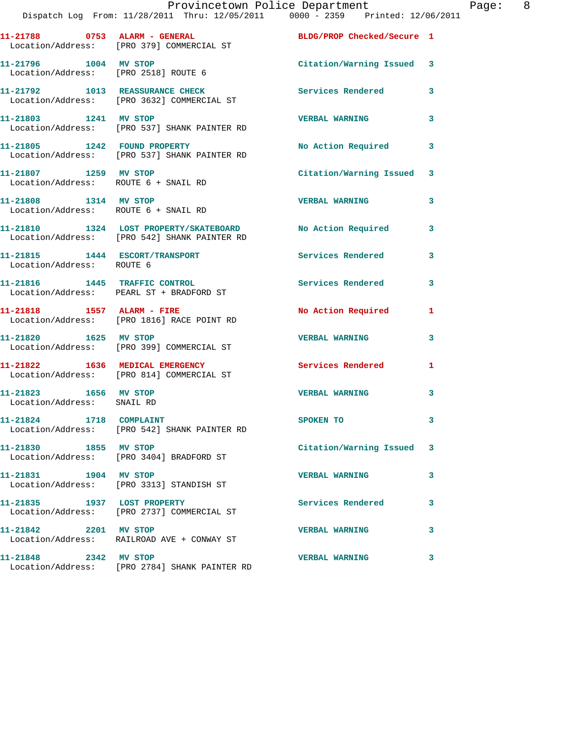| | | | | |
|---|---|---|---|---|
| 11-21788 | 0753 | ALARM - GENERAL | BLDG/PROP Checked/Secure | 1 |
| Location/Address: | | [PRO 379] COMMERCIAL ST | | |
| 11-21796 | 1004 | MV STOP | Citation/Warning Issued | 3 |
| Location/Address: | | [PRO 2518] ROUTE 6 | | |
| 11-21792 | 1013 | REASSURANCE CHECK | Services Rendered | 3 |
| Location/Address: | | [PRO 3632] COMMERCIAL ST | | |
| 11-21803 | 1241 | MV STOP | VERBAL WARNING | 3 |
| Location/Address: | | [PRO 537] SHANK PAINTER RD | | |
| 11-21805 | 1242 | FOUND PROPERTY | No Action Required | 3 |
| Location/Address: | | [PRO 537] SHANK PAINTER RD | | |
| 11-21807 | 1259 | MV STOP | Citation/Warning Issued | 3 |
| Location/Address: | | ROUTE 6 + SNAIL RD | | |
| 11-21808 | 1314 | MV STOP | VERBAL WARNING | 3 |
| Location/Address: | | ROUTE 6 + SNAIL RD | | |
| 11-21810 | 1324 | LOST PROPERTY/SKATEBOARD | No Action Required | 3 |
| Location/Address: | | [PRO 542] SHANK PAINTER RD | | |
| 11-21815 | 1444 | ESCORT/TRANSPORT | Services Rendered | 3 |
| Location/Address: | | ROUTE 6 | | |
| 11-21816 | 1445 | TRAFFIC CONTROL | Services Rendered | 3 |
| Location/Address: | | PEARL ST + BRADFORD ST | | |
| 11-21818 | 1557 | ALARM - FIRE | No Action Required | 1 |
| Location/Address: | | [PRO 1816] RACE POINT RD | | |
| 11-21820 | 1625 | MV STOP | VERBAL WARNING | 3 |
| Location/Address: | | [PRO 399] COMMERCIAL ST | | |
| 11-21822 | 1636 | MEDICAL EMERGENCY | Services Rendered | 1 |
| Location/Address: | | [PRO 814] COMMERCIAL ST | | |
| 11-21823 | 1656 | MV STOP | VERBAL WARNING | 3 |
| Location/Address: | | SNAIL RD | | |
| 11-21824 | 1718 | COMPLAINT | SPOKEN TO | 3 |
| Location/Address: | | [PRO 542] SHANK PAINTER RD | | |
| 11-21830 | 1855 | MV STOP | Citation/Warning Issued | 3 |
| Location/Address: | | [PRO 3404] BRADFORD ST | | |
| 11-21831 | 1904 | MV STOP | VERBAL WARNING | 3 |
| Location/Address: | | [PRO 3313] STANDISH ST | | |
| 11-21835 | 1937 | LOST PROPERTY | Services Rendered | 3 |
| Location/Address: | | [PRO 2737] COMMERCIAL ST | | |
| 11-21842 | 2201 | MV STOP | VERBAL WARNING | 3 |
| Location/Address: | | RAILROAD AVE + CONWAY ST | | |
| 11-21848 | 2342 | MV STOP | VERBAL WARNING | 3 |
| Location/Address: | | [PRO 2784] SHANK PAINTER RD | | |